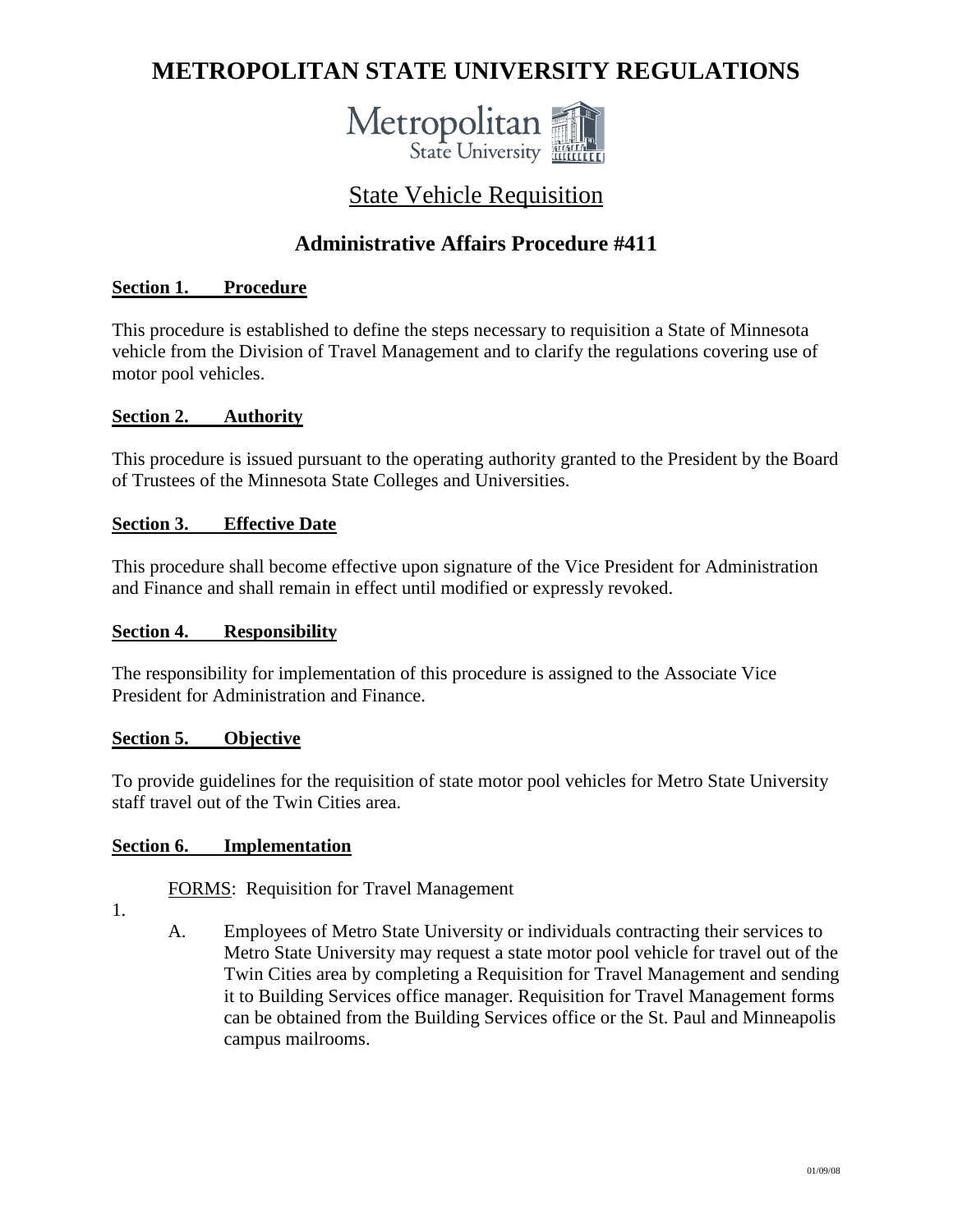# METROPOLITAN STATE UNIVERSITY REGULATIONS

Metropolitan State University

## State Vehicle Requisition

## Administrative Affairs Procedure #411

**Section 1. Procedure**

This procedure is established to define the steps necessary to requisition a State of Minnesota vehicle from the Division of Travel Management and to clarify the regulations covering use of motor pool vehicles.

**Section 2. Authority**

This procedure is issued pursuant to the operating authority granted to the President by the Board of Trustees of the Minnesota State Colleges and Universities.

**Section 3. Effective Date**

This procedure shall become effective upon signature of the Vice President for Administration and Finance and shall remain in effect until modified or expressly revoked.

**Section 4. Responsibility**

The responsibility for implementation of this procedure is assigned to the Associate Vice President for Administration and Finance.

**Section 5. Objective**

To provide guidelines for the requisition of state motor pool vehicles for Metro State University staff travel out of the Twin Cities area.

**Section 6. Implementation**

FORMS: Requisition for Travel Management

1.

A. Employees of Metro State University or individuals contracting their services to Metro State University may request a state motor pool vehicle for travel out of the Twin Cities area by completing a Requisition for Travel Management and sending it to Building Services office manager. Requisition for Travel Management forms can be obtained from the Building Services office or the St. Paul and Minneapolis campus mailrooms.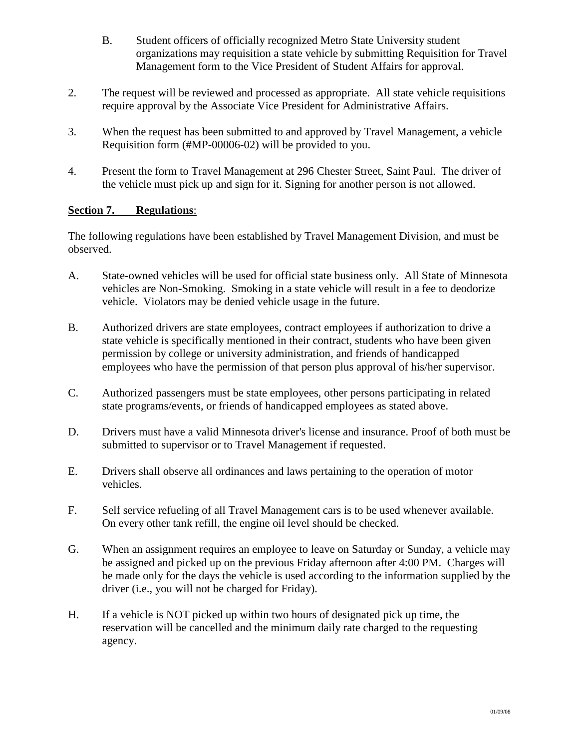B. Student officers of officially recognized Metro State University student organizations may requisition a state vehicle by submitting Requisition for Travel Management form to the Vice President of Student Affairs for approval.

2. The request will be reviewed and processed as appropriate. All state vehicle requisitions require approval by the Associate Vice President for Administrative Affairs.

3. When the request has been submitted to and approved by Travel Management, a vehicle Requisition form (#MP-00006-02) will be provided to you.

4. Present the form to Travel Management at 296 Chester Street, Saint Paul. The driver of the vehicle must pick up and sign for it. Signing for another person is not allowed.

**Section 7. Regulations**:

The following regulations have been established by Travel Management Division, and must be observed.

A. State-owned vehicles will be used for official state business only. All State of Minnesota vehicles are Non-Smoking. Smoking in a state vehicle will result in a fee to deodorize vehicle. Violators may be denied vehicle usage in the future.

B. Authorized drivers are state employees, contract employees if authorization to drive a state vehicle is specifically mentioned in their contract, students who have been given permission by college or university administration, and friends of handicapped employees who have the permission of that person plus approval of his/her supervisor.

C. Authorized passengers must be state employees, other persons participating in related state programs/events, or friends of handicapped employees as stated above.

D. Drivers must have a valid Minnesota driver's license and insurance. Proof of both must be submitted to supervisor or to Travel Management if requested.

E. Drivers shall observe all ordinances and laws pertaining to the operation of motor vehicles.

F. Self service refueling of all Travel Management cars is to be used whenever available. On every other tank refill, the engine oil level should be checked.

G. When an assignment requires an employee to leave on Saturday or Sunday, a vehicle may be assigned and picked up on the previous Friday afternoon after 4:00 PM. Charges will be made only for the days the vehicle is used according to the information supplied by the driver (i.e., you will not be charged for Friday).

H. If a vehicle is NOT picked up within two hours of designated pick up time, the reservation will be cancelled and the minimum daily rate charged to the requesting agency.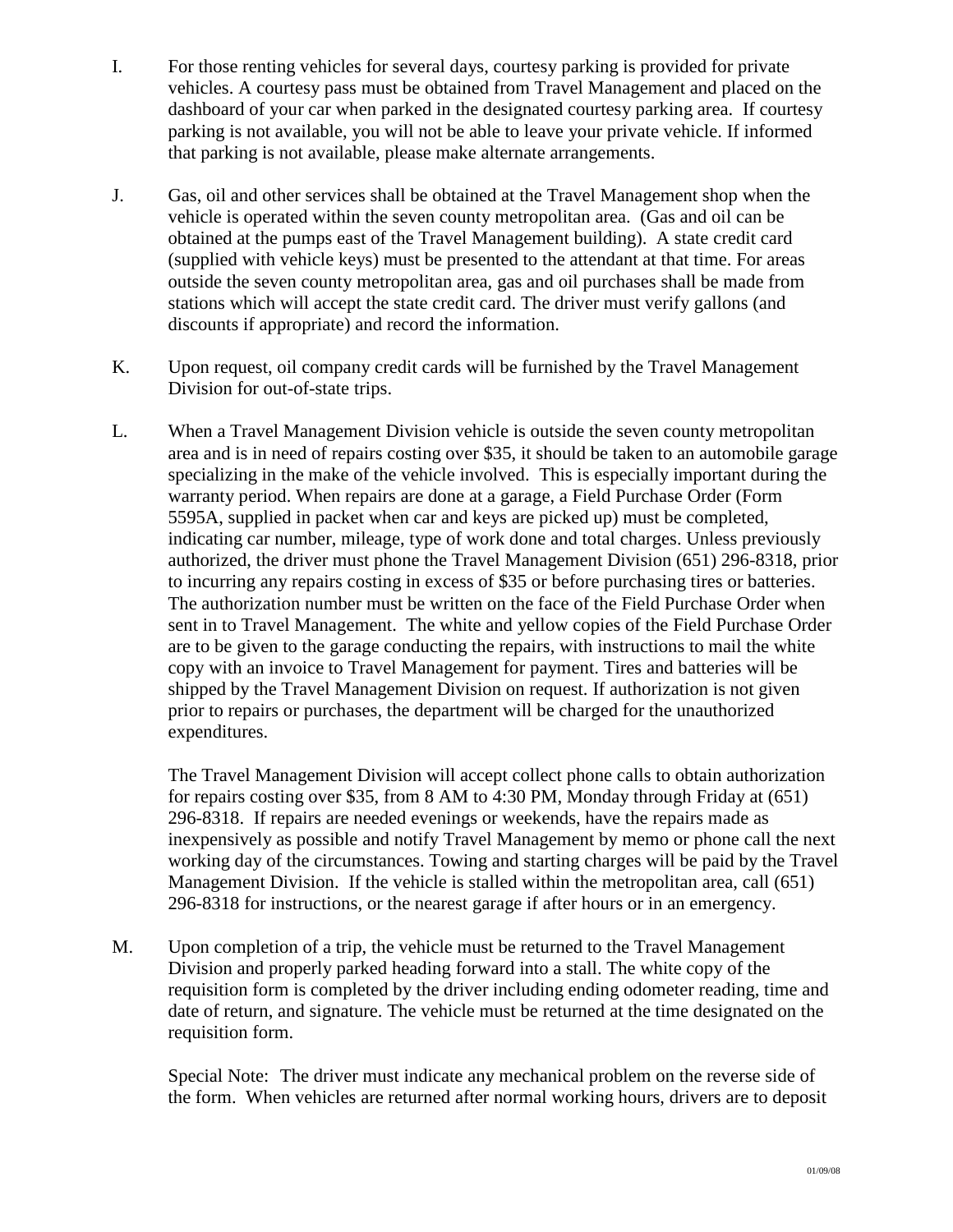I. For those renting vehicles for several days, courtesy parking is provided for private vehicles. A courtesy pass must be obtained from Travel Management and placed on the dashboard of your car when parked in the designated courtesy parking area. If courtesy parking is not available, you will not be able to leave your private vehicle. If informed that parking is not available, please make alternate arrangements.

J. Gas, oil and other services shall be obtained at the Travel Management shop when the vehicle is operated within the seven county metropolitan area. (Gas and oil can be obtained at the pumps east of the Travel Management building). A state credit card (supplied with vehicle keys) must be presented to the attendant at that time. For areas outside the seven county metropolitan area, gas and oil purchases shall be made from stations which will accept the state credit card. The driver must verify gallons (and discounts if appropriate) and record the information.

K. Upon request, oil company credit cards will be furnished by the Travel Management Division for out-of-state trips.

L. When a Travel Management Division vehicle is outside the seven county metropolitan area and is in need of repairs costing over $35, it should be taken to an automobile garage specializing in the make of the vehicle involved. This is especially important during the warranty period. When repairs are done at a garage, a Field Purchase Order (Form 5595A, supplied in packet when car and keys are picked up) must be completed, indicating car number, mileage, type of work done and total charges. Unless previously authorized, the driver must phone the Travel Management Division (651) 296-8318, prior to incurring any repairs costing in excess of $35 or before purchasing tires or batteries. The authorization number must be written on the face of the Field Purchase Order when sent in to Travel Management. The white and yellow copies of the Field Purchase Order are to be given to the garage conducting the repairs, with instructions to mail the white copy with an invoice to Travel Management for payment. Tires and batteries will be shipped by the Travel Management Division on request. If authorization is not given prior to repairs or purchases, the department will be charged for the unauthorized expenditures.

   The Travel Management Division will accept collect phone calls to obtain authorization for repairs costing over $35, from 8 AM to 4:30 PM, Monday through Friday at (651) 296-8318. If repairs are needed evenings or weekends, have the repairs made as inexpensively as possible and notify Travel Management by memo or phone call the next working day of the circumstances. Towing and starting charges will be paid by the Travel Management Division. If the vehicle is stalled within the metropolitan area, call (651) 296-8318 for instructions, or the nearest garage if after hours or in an emergency.

M. Upon completion of a trip, the vehicle must be returned to the Travel Management Division and properly parked heading forward into a stall. The white copy of the requisition form is completed by the driver including ending odometer reading, time and date of return, and signature. The vehicle must be returned at the time designated on the requisition form.

   Special Note: The driver must indicate any mechanical problem on the reverse side of the form. When vehicles are returned after normal working hours, drivers are to deposit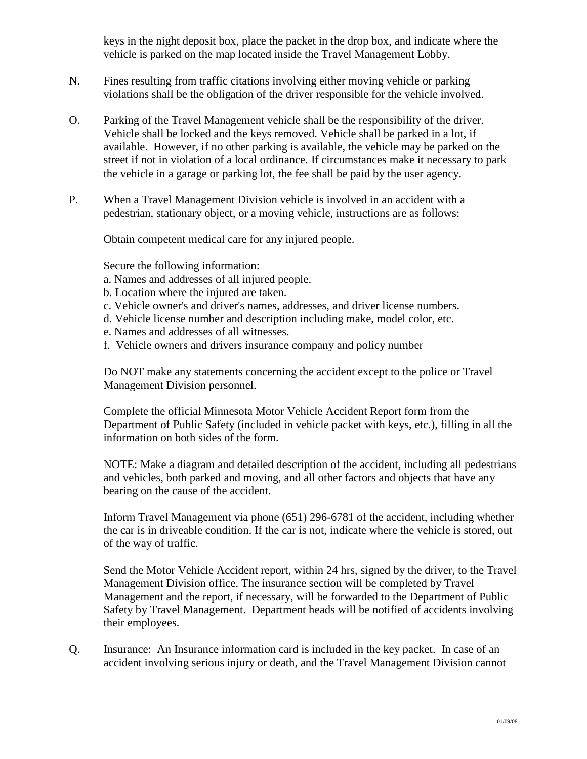keys in the night deposit box, place the packet in the drop box, and indicate where the vehicle is parked on the map located inside the Travel Management Lobby.

N. Fines resulting from traffic citations involving either moving vehicle or parking violations shall be the obligation of the driver responsible for the vehicle involved.

O. Parking of the Travel Management vehicle shall be the responsibility of the driver. Vehicle shall be locked and the keys removed. Vehicle shall be parked in a lot, if available. However, if no other parking is available, the vehicle may be parked on the street if not in violation of a local ordinance. If circumstances make it necessary to park the vehicle in a garage or parking lot, the fee shall be paid by the user agency.

P. When a Travel Management Division vehicle is involved in an accident with a pedestrian, stationary object, or a moving vehicle, instructions are as follows:

   Obtain competent medical care for any injured people.

   Secure the following information:
   a. Names and addresses of all injured people.
   b. Location where the injured are taken.
   c. Vehicle owner's and driver's names, addresses, and driver license numbers.
   d. Vehicle license number and description including make, model color, etc.
   e. Names and addresses of all witnesses.
   f. Vehicle owners and drivers insurance company and policy number

   Do NOT make any statements concerning the accident except to the police or Travel Management Division personnel.

   Complete the official Minnesota Motor Vehicle Accident Report form from the Department of Public Safety (included in vehicle packet with keys, etc.), filling in all the information on both sides of the form.

   NOTE: Make a diagram and detailed description of the accident, including all pedestrians and vehicles, both parked and moving, and all other factors and objects that have any bearing on the cause of the accident.

   Inform Travel Management via phone (651) 296-6781 of the accident, including whether the car is in driveable condition. If the car is not, indicate where the vehicle is stored, out of the way of traffic.

   Send the Motor Vehicle Accident report, within 24 hrs, signed by the driver, to the Travel Management Division office. The insurance section will be completed by Travel Management and the report, if necessary, will be forwarded to the Department of Public Safety by Travel Management. Department heads will be notified of accidents involving their employees.

Q. Insurance: An Insurance information card is included in the key packet. In case of an accident involving serious injury or death, and the Travel Management Division cannot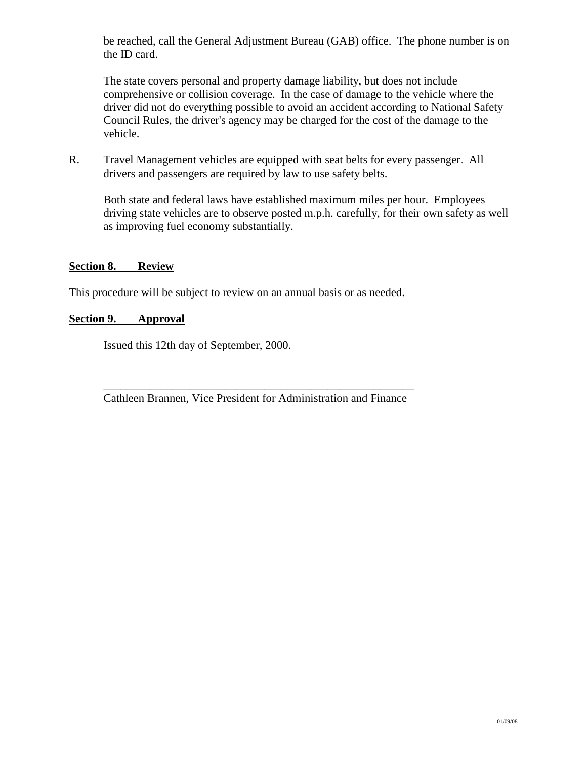be reached, call the General Adjustment Bureau (GAB) office. The phone number is on the ID card.

The state covers personal and property damage liability, but does not include comprehensive or collision coverage. In the case of damage to the vehicle where the driver did not do everything possible to avoid an accident according to National Safety Council Rules, the driver's agency may be charged for the cost of the damage to the vehicle.

R. Travel Management vehicles are equipped with seat belts for every passenger. All drivers and passengers are required by law to use safety belts.

Both state and federal laws have established maximum miles per hour. Employees driving state vehicles are to observe posted m.p.h. carefully, for their own safety as well as improving fuel economy substantially.

## Section 8. Review

This procedure will be subject to review on an annual basis or as needed.

## Section 9. Approval

Issued this 12th day of September, 2000.

\_\_\_\_\_\_\_\_\_\_\_\_\_\_\_\_\_\_\_\_\_\_\_\_\_\_\_\_\_\_\_\_\_\_\_\_\_\_\_\_\_\_\_\_\_\_\_\_\_\_\_\_

Cathleen Brannen, Vice President for Administration and Finance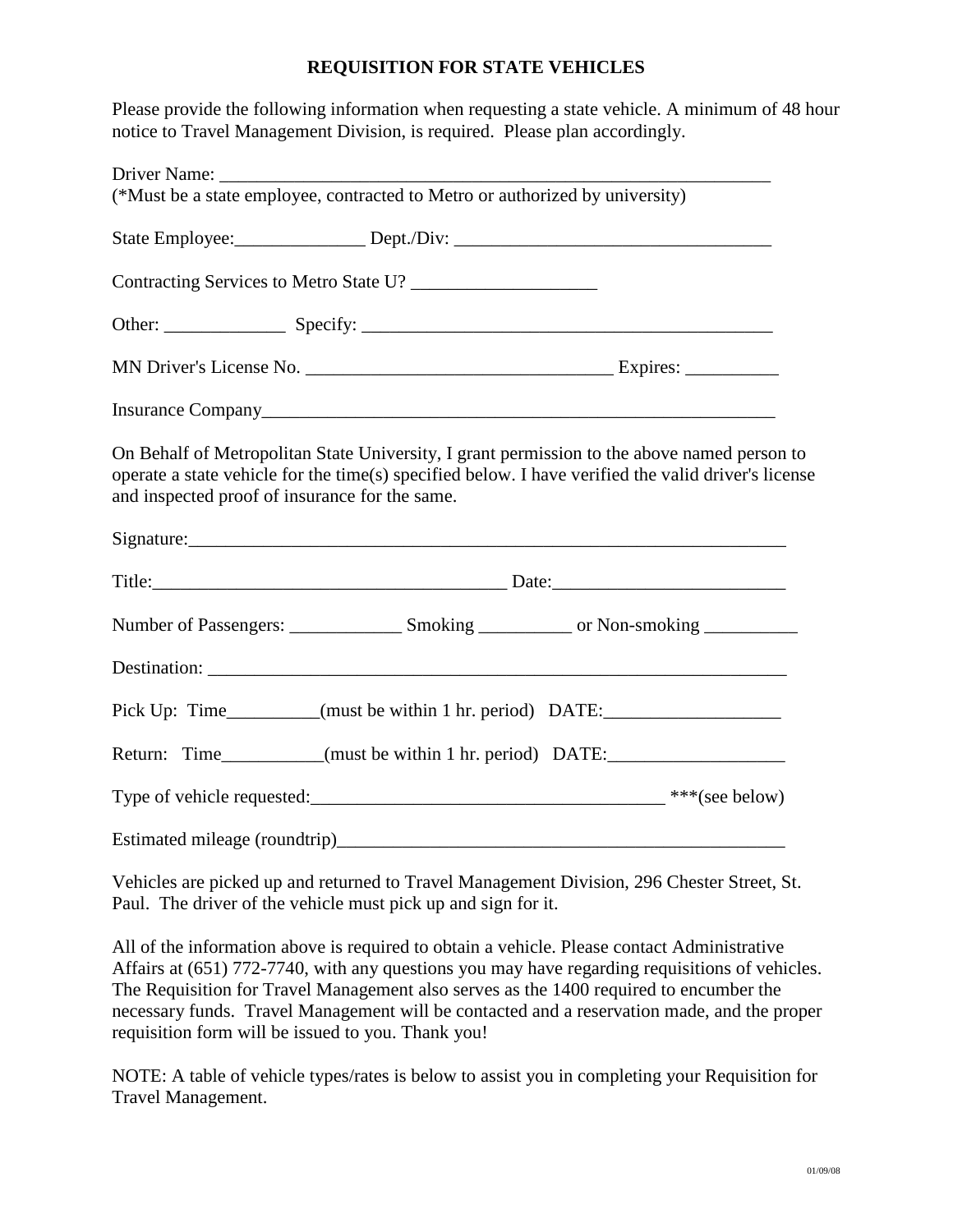# REQUISITION FOR STATE VEHICLES

Please provide the following information when requesting a state vehicle. A minimum of 48 hour notice to Travel Management Division, is required. Please plan accordingly.

Driver Name: ______________________________________________________________
(*Must be a state employee, contracted to Metro or authorized by university)

State Employee:______________ Dept./Div: __________________________________

Contracting Services to Metro State U? ____________________

Other: _____________ Specify: _____________________________________________

MN Driver's License No. _________________________________ Expires: __________

Insurance Company________________________________________________________

On Behalf of Metropolitan State University, I grant permission to the above named person to operate a state vehicle for the time(s) specified below. I have verified the valid driver's license and inspected proof of insurance for the same.

Signature:__________________________________________________________________

Title:______________________________________ Date:_________________________

Number of Passengers: ____________ Smoking __________ or Non-smoking __________

Destination: ________________________________________________________________

Pick Up: Time__________(must be within 1 hr. period) DATE:___________________

Return: Time___________(must be within 1 hr. period) DATE:___________________

Type of vehicle requested:_____________________________________ ***(see below)

Estimated mileage (roundtrip)__________________________________________________

Vehicles are picked up and returned to Travel Management Division, 296 Chester Street, St. Paul. The driver of the vehicle must pick up and sign for it.

All of the information above is required to obtain a vehicle. Please contact Administrative Affairs at (651) 772-7740, with any questions you may have regarding requisitions of vehicles. The Requisition for Travel Management also serves as the 1400 required to encumber the necessary funds. Travel Management will be contacted and a reservation made, and the proper requisition form will be issued to you. Thank you!

NOTE: A table of vehicle types/rates is below to assist you in completing your Requisition for Travel Management.

01/09/08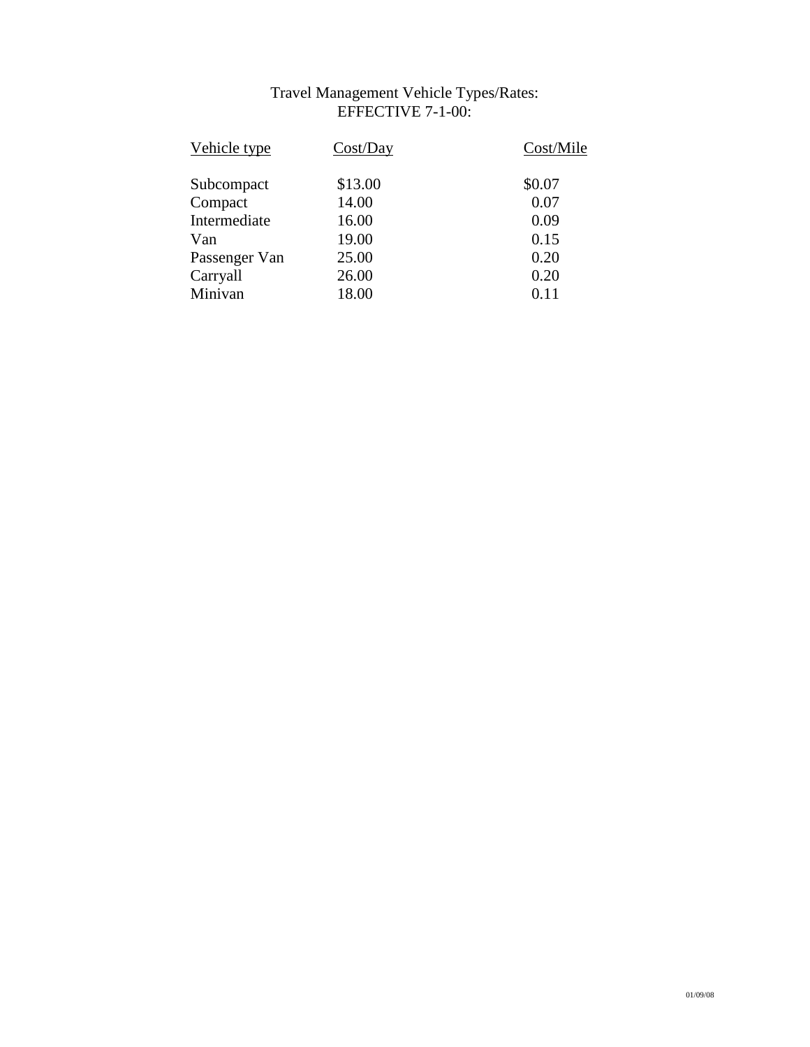Travel Management Vehicle Types/Rates:
EFFECTIVE 7-1-00:

| Vehicle type | Cost/Day | Cost/Mile |
|---|---|---|
| Subcompact | $13.00 | $0.07 |
| Compact | 14.00 | 0.07 |
| Intermediate | 16.00 | 0.09 |
| Van | 19.00 | 0.15 |
| Passenger Van | 25.00 | 0.20 |
| Carryall | 26.00 | 0.20 |
| Minivan | 18.00 | 0.11 |

01/09/08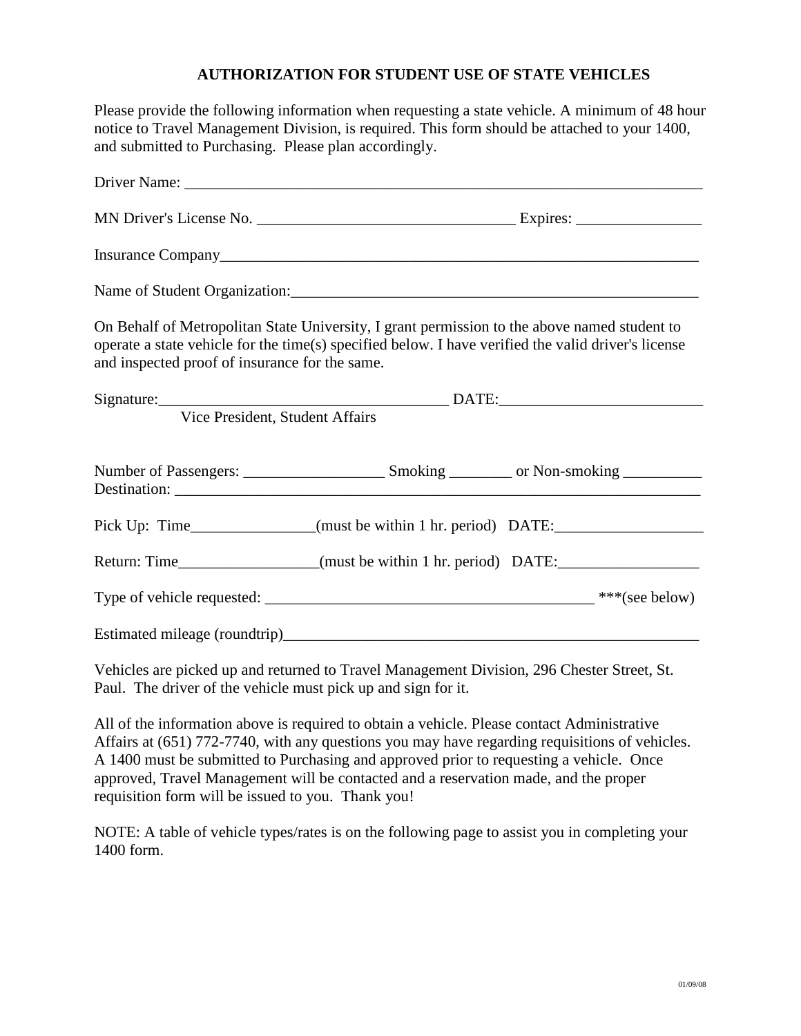# AUTHORIZATION FOR STUDENT USE OF STATE VEHICLES

Please provide the following information when requesting a state vehicle. A minimum of 48 hour notice to Travel Management Division, is required. This form should be attached to your 1400, and submitted to Purchasing. Please plan accordingly.

Driver Name: ___________________________________________________________________

MN Driver's License No. _________________________________ Expires: ________________

Insurance Company_______________________________________________________________

Name of Student Organization:_____________________________________________________

On Behalf of Metropolitan State University, I grant permission to the above named student to operate a state vehicle for the time(s) specified below. I have verified the valid driver's license and inspected proof of insurance for the same.

Signature:____________________________________ DATE:__________________________
Vice President, Student Affairs

Number of Passengers: __________________ Smoking ________ or Non-smoking __________
Destination: ____________________________________________________________________

Pick Up: Time________________(must be within 1 hr. period) DATE:___________________

Return: Time__________________(must be within 1 hr. period) DATE:__________________

Type of vehicle requested: ___________________________________________ ***(see below)

Estimated mileage (roundtrip)_______________________________________________________

Vehicles are picked up and returned to Travel Management Division, 296 Chester Street, St. Paul. The driver of the vehicle must pick up and sign for it.

All of the information above is required to obtain a vehicle. Please contact Administrative Affairs at (651) 772-7740, with any questions you may have regarding requisitions of vehicles. A 1400 must be submitted to Purchasing and approved prior to requesting a vehicle. Once approved, Travel Management will be contacted and a reservation made, and the proper requisition form will be issued to you. Thank you!

NOTE: A table of vehicle types/rates is on the following page to assist you in completing your 1400 form.

01/09/08